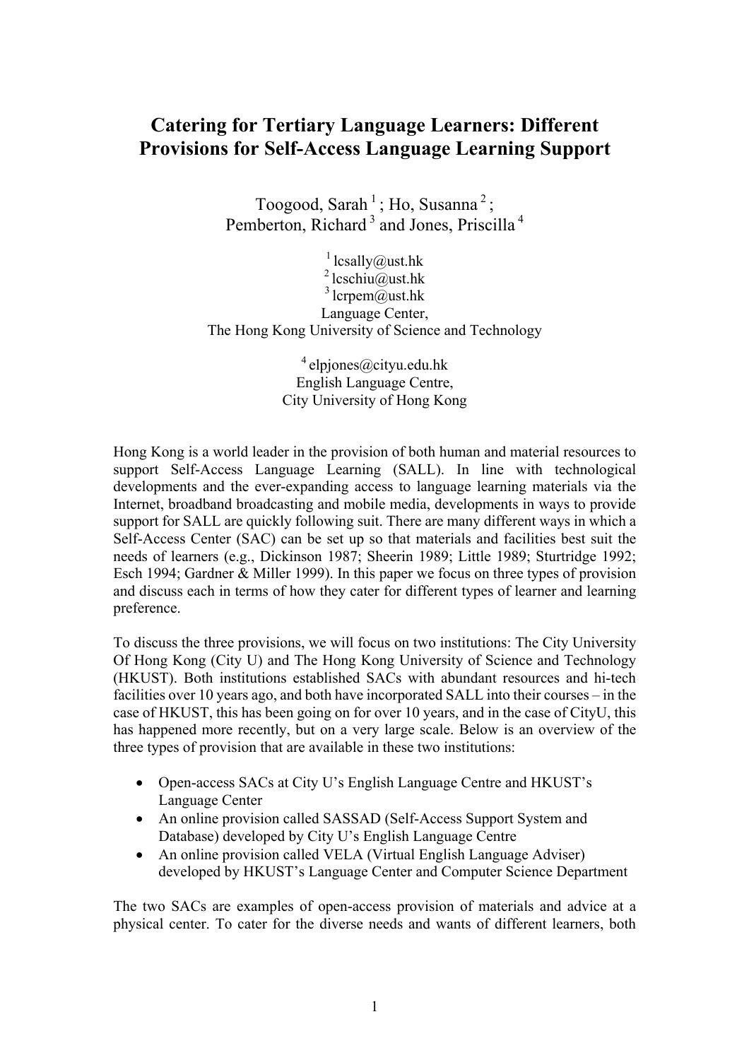# Catering for Tertiary Language Learners: Different Provisions for Self-Access Language Learning Support

Toogood, Sarah [1] ; Ho, Susanna [2] ;
Pemberton, Richard [3] and Jones, Priscilla [4]

[1] lcsally@ust.hk
[2] lcschiu@ust.hk
[3] lcrpem@ust.hk
Language Center,
The Hong Kong University of Science and Technology

[4] elpjones@cityu.edu.hk
English Language Centre,
City University of Hong Kong

Hong Kong is a world leader in the provision of both human and material resources to support Self-Access Language Learning (SALL). In line with technological developments and the ever-expanding access to language learning materials via the Internet, broadband broadcasting and mobile media, developments in ways to provide support for SALL are quickly following suit. There are many different ways in which a Self-Access Center (SAC) can be set up so that materials and facilities best suit the needs of learners (e.g., Dickinson 1987; Sheerin 1989; Little 1989; Sturtridge 1992; Esch 1994; Gardner & Miller 1999). In this paper we focus on three types of provision and discuss each in terms of how they cater for different types of learner and learning preference.

To discuss the three provisions, we will focus on two institutions: The City University Of Hong Kong (City U) and The Hong Kong University of Science and Technology (HKUST). Both institutions established SACs with abundant resources and hi-tech facilities over 10 years ago, and both have incorporated SALL into their courses – in the case of HKUST, this has been going on for over 10 years, and in the case of CityU, this has happened more recently, but on a very large scale. Below is an overview of the three types of provision that are available in these two institutions:

- Open-access SACs at City U's English Language Centre and HKUST's Language Center
- An online provision called SASSAD (Self-Access Support System and Database) developed by City U's English Language Centre
- An online provision called VELA (Virtual English Language Adviser) developed by HKUST's Language Center and Computer Science Department

The two SACs are examples of open-access provision of materials and advice at a physical center. To cater for the diverse needs and wants of different learners, both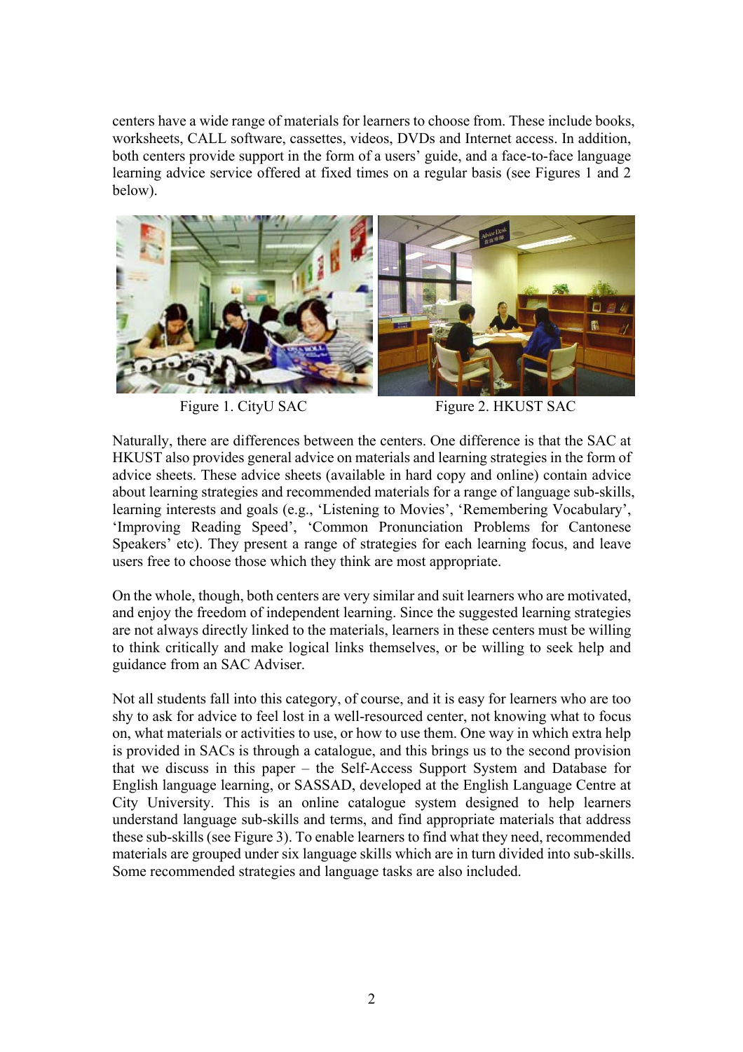centers have a wide range of materials for learners to choose from. These include books, worksheets, CALL software, cassettes, videos, DVDs and Internet access. In addition, both centers provide support in the form of a users' guide, and a face-to-face language learning advice service offered at fixed times on a regular basis (see Figures 1 and 2 below).

Figure 1. CityU SAC

Figure 2. HKUST SAC

Naturally, there are differences between the centers. One difference is that the SAC at HKUST also provides general advice on materials and learning strategies in the form of advice sheets. These advice sheets (available in hard copy and online) contain advice about learning strategies and recommended materials for a range of language sub-skills, learning interests and goals (e.g., 'Listening to Movies', 'Remembering Vocabulary', 'Improving Reading Speed', 'Common Pronunciation Problems for Cantonese Speakers' etc). They present a range of strategies for each learning focus, and leave users free to choose those which they think are most appropriate.

On the whole, though, both centers are very similar and suit learners who are motivated, and enjoy the freedom of independent learning. Since the suggested learning strategies are not always directly linked to the materials, learners in these centers must be willing to think critically and make logical links themselves, or be willing to seek help and guidance from an SAC Adviser.

Not all students fall into this category, of course, and it is easy for learners who are too shy to ask for advice to feel lost in a well-resourced center, not knowing what to focus on, what materials or activities to use, or how to use them. One way in which extra help is provided in SACs is through a catalogue, and this brings us to the second provision that we discuss in this paper – the Self-Access Support System and Database for English language learning, or SASSAD, developed at the English Language Centre at City University. This is an online catalogue system designed to help learners understand language sub-skills and terms, and find appropriate materials that address these sub-skills (see Figure 3). To enable learners to find what they need, recommended materials are grouped under six language skills which are in turn divided into sub-skills. Some recommended strategies and language tasks are also included.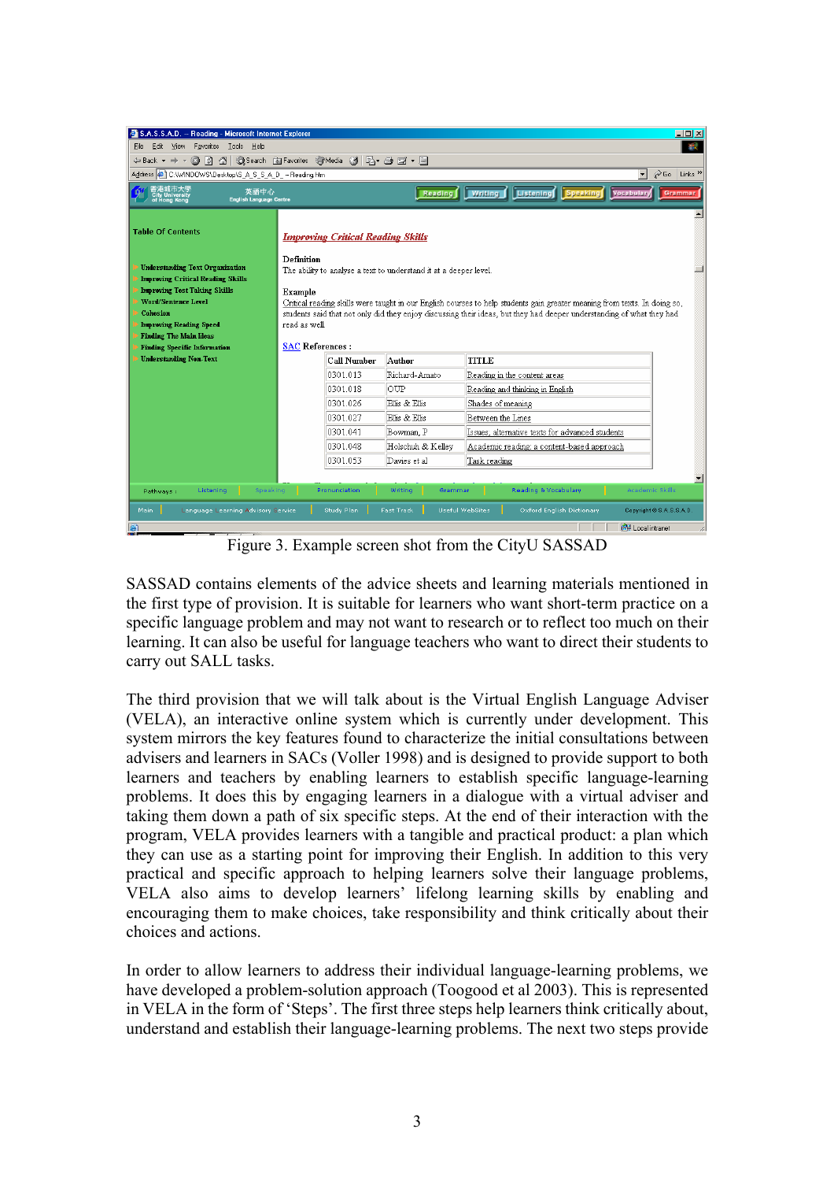Figure 3. Example screen shot from the CityU SASSAD

SASSAD contains elements of the advice sheets and learning materials mentioned in the first type of provision. It is suitable for learners who want short-term practice on a specific language problem and may not want to research or to reflect too much on their learning. It can also be useful for language teachers who want to direct their students to carry out SALL tasks.

The third provision that we will talk about is the Virtual English Language Adviser (VELA), an interactive online system which is currently under development. This system mirrors the key features found to characterize the initial consultations between advisers and learners in SACs (Voller 1998) and is designed to provide support to both learners and teachers by enabling learners to establish specific language-learning problems. It does this by engaging learners in a dialogue with a virtual adviser and taking them down a path of six specific steps. At the end of their interaction with the program, VELA provides learners with a tangible and practical product: a plan which they can use as a starting point for improving their English. In addition to this very practical and specific approach to helping learners solve their language problems, VELA also aims to develop learners' lifelong learning skills by enabling and encouraging them to make choices, take responsibility and think critically about their choices and actions.

In order to allow learners to address their individual language-learning problems, we have developed a problem-solution approach (Toogood et al 2003). This is represented in VELA in the form of 'Steps'. The first three steps help learners think critically about, understand and establish their language-learning problems. The next two steps provide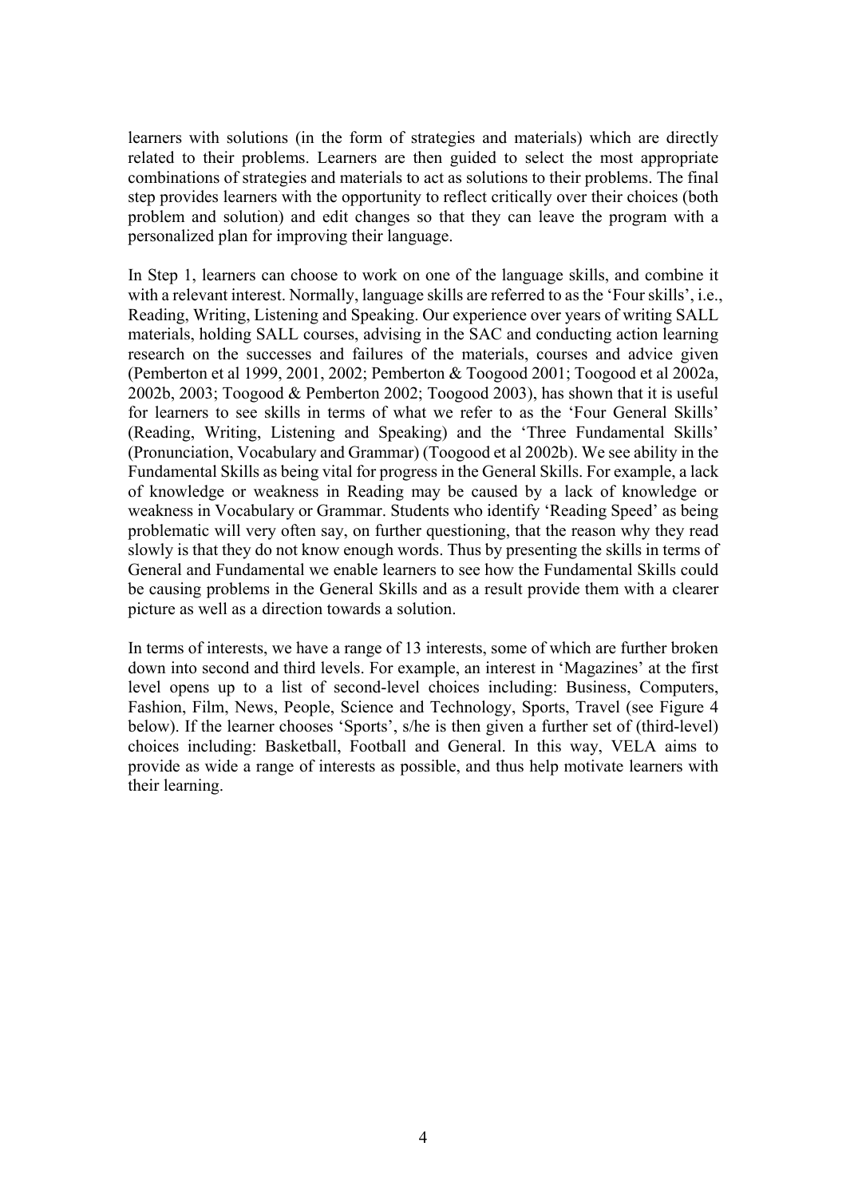learners with solutions (in the form of strategies and materials) which are directly related to their problems. Learners are then guided to select the most appropriate combinations of strategies and materials to act as solutions to their problems. The final step provides learners with the opportunity to reflect critically over their choices (both problem and solution) and edit changes so that they can leave the program with a personalized plan for improving their language.

In Step 1, learners can choose to work on one of the language skills, and combine it with a relevant interest. Normally, language skills are referred to as the 'Four skills', i.e., Reading, Writing, Listening and Speaking. Our experience over years of writing SALL materials, holding SALL courses, advising in the SAC and conducting action learning research on the successes and failures of the materials, courses and advice given (Pemberton et al 1999, 2001, 2002; Pemberton & Toogood 2001; Toogood et al 2002a, 2002b, 2003; Toogood & Pemberton 2002; Toogood 2003), has shown that it is useful for learners to see skills in terms of what we refer to as the 'Four General Skills' (Reading, Writing, Listening and Speaking) and the 'Three Fundamental Skills' (Pronunciation, Vocabulary and Grammar) (Toogood et al 2002b). We see ability in the Fundamental Skills as being vital for progress in the General Skills. For example, a lack of knowledge or weakness in Reading may be caused by a lack of knowledge or weakness in Vocabulary or Grammar. Students who identify 'Reading Speed' as being problematic will very often say, on further questioning, that the reason why they read slowly is that they do not know enough words. Thus by presenting the skills in terms of General and Fundamental we enable learners to see how the Fundamental Skills could be causing problems in the General Skills and as a result provide them with a clearer picture as well as a direction towards a solution.

In terms of interests, we have a range of 13 interests, some of which are further broken down into second and third levels. For example, an interest in 'Magazines' at the first level opens up to a list of second-level choices including: Business, Computers, Fashion, Film, News, People, Science and Technology, Sports, Travel (see Figure 4 below). If the learner chooses 'Sports', s/he is then given a further set of (third-level) choices including: Basketball, Football and General. In this way, VELA aims to provide as wide a range of interests as possible, and thus help motivate learners with their learning.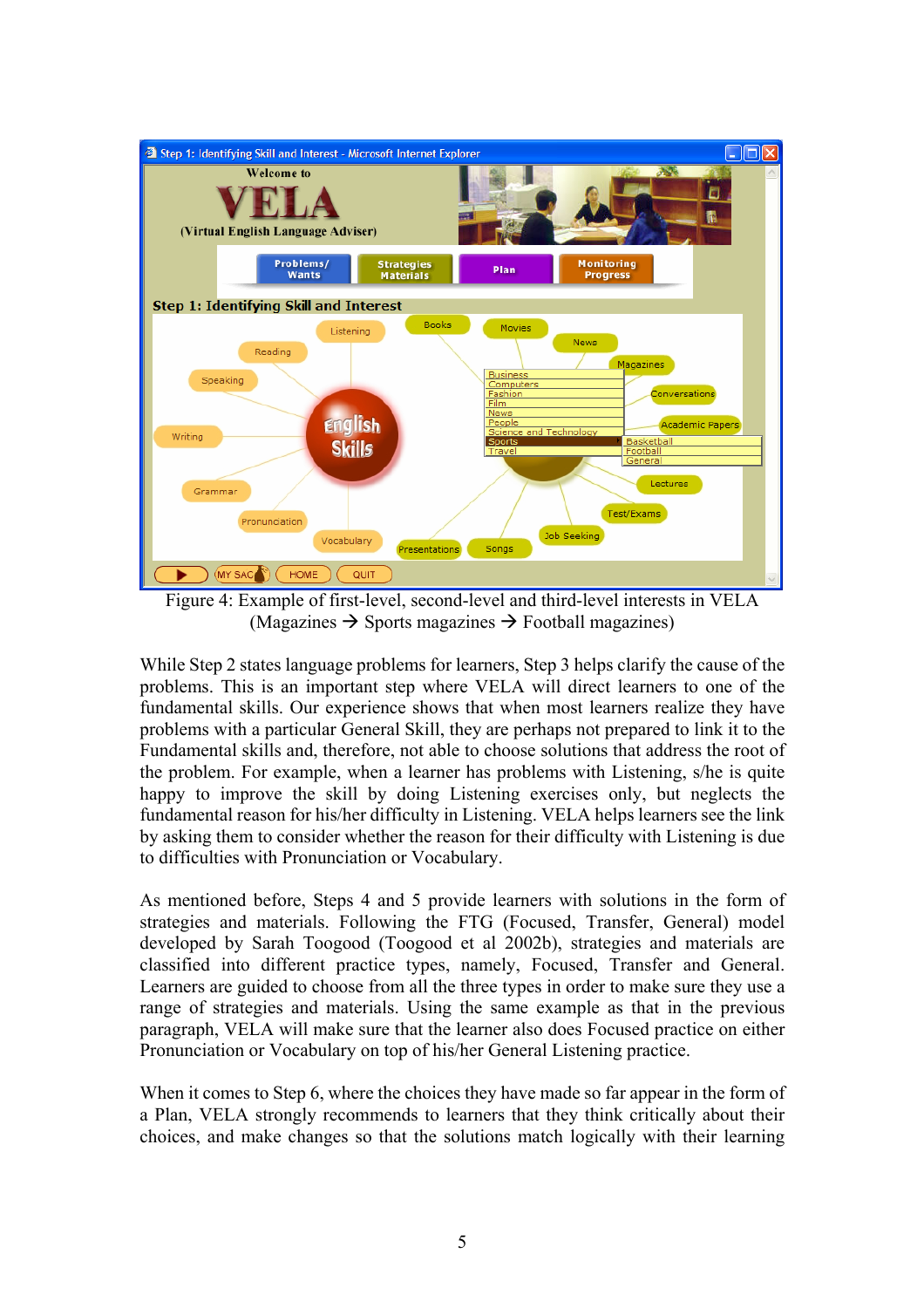Figure 4: Example of first-level, second-level and third-level interests in VELA (Magazines → Sports magazines → Football magazines)

While Step 2 states language problems for learners, Step 3 helps clarify the cause of the problems. This is an important step where VELA will direct learners to one of the fundamental skills. Our experience shows that when most learners realize they have problems with a particular General Skill, they are perhaps not prepared to link it to the Fundamental skills and, therefore, not able to choose solutions that address the root of the problem. For example, when a learner has problems with Listening, s/he is quite happy to improve the skill by doing Listening exercises only, but neglects the fundamental reason for his/her difficulty in Listening. VELA helps learners see the link by asking them to consider whether the reason for their difficulty with Listening is due to difficulties with Pronunciation or Vocabulary.

As mentioned before, Steps 4 and 5 provide learners with solutions in the form of strategies and materials. Following the FTG (Focused, Transfer, General) model developed by Sarah Toogood (Toogood et al 2002b), strategies and materials are classified into different practice types, namely, Focused, Transfer and General. Learners are guided to choose from all the three types in order to make sure they use a range of strategies and materials. Using the same example as that in the previous paragraph, VELA will make sure that the learner also does Focused practice on either Pronunciation or Vocabulary on top of his/her General Listening practice.

When it comes to Step 6, where the choices they have made so far appear in the form of a Plan, VELA strongly recommends to learners that they think critically about their choices, and make changes so that the solutions match logically with their learning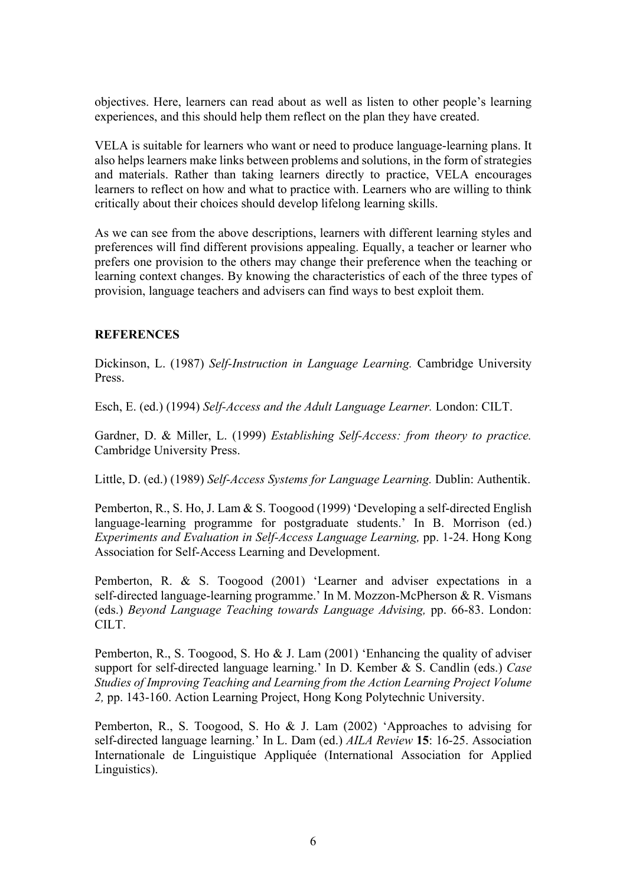objectives. Here, learners can read about as well as listen to other people's learning experiences, and this should help them reflect on the plan they have created.

VELA is suitable for learners who want or need to produce language-learning plans. It also helps learners make links between problems and solutions, in the form of strategies and materials. Rather than taking learners directly to practice, VELA encourages learners to reflect on how and what to practice with. Learners who are willing to think critically about their choices should develop lifelong learning skills.

As we can see from the above descriptions, learners with different learning styles and preferences will find different provisions appealing. Equally, a teacher or learner who prefers one provision to the others may change their preference when the teaching or learning context changes. By knowing the characteristics of each of the three types of provision, language teachers and advisers can find ways to best exploit them.

## REFERENCES

Dickinson, L. (1987) *Self-Instruction in Language Learning.* Cambridge University Press.

Esch, E. (ed.) (1994) *Self-Access and the Adult Language Learner.* London: CILT.

Gardner, D. & Miller, L. (1999) *Establishing Self-Access: from theory to practice.* Cambridge University Press.

Little, D. (ed.) (1989) *Self-Access Systems for Language Learning.* Dublin: Authentik.

Pemberton, R., S. Ho, J. Lam & S. Toogood (1999) 'Developing a self-directed English language-learning programme for postgraduate students.' In B. Morrison (ed.) *Experiments and Evaluation in Self-Access Language Learning,* pp. 1-24. Hong Kong Association for Self-Access Learning and Development.

Pemberton, R. & S. Toogood (2001) 'Learner and adviser expectations in a self-directed language-learning programme.' In M. Mozzon-McPherson & R. Vismans (eds.) *Beyond Language Teaching towards Language Advising,* pp. 66-83. London: CILT.

Pemberton, R., S. Toogood, S. Ho & J. Lam (2001) 'Enhancing the quality of adviser support for self-directed language learning.' In D. Kember & S. Candlin (eds.) *Case Studies of Improving Teaching and Learning from the Action Learning Project Volume 2,* pp. 143-160. Action Learning Project, Hong Kong Polytechnic University.

Pemberton, R., S. Toogood, S. Ho & J. Lam (2002) 'Approaches to advising for self-directed language learning.' In L. Dam (ed.) *AILA Review* **15**: 16-25. Association Internationale de Linguistique Appliquée (International Association for Applied Linguistics).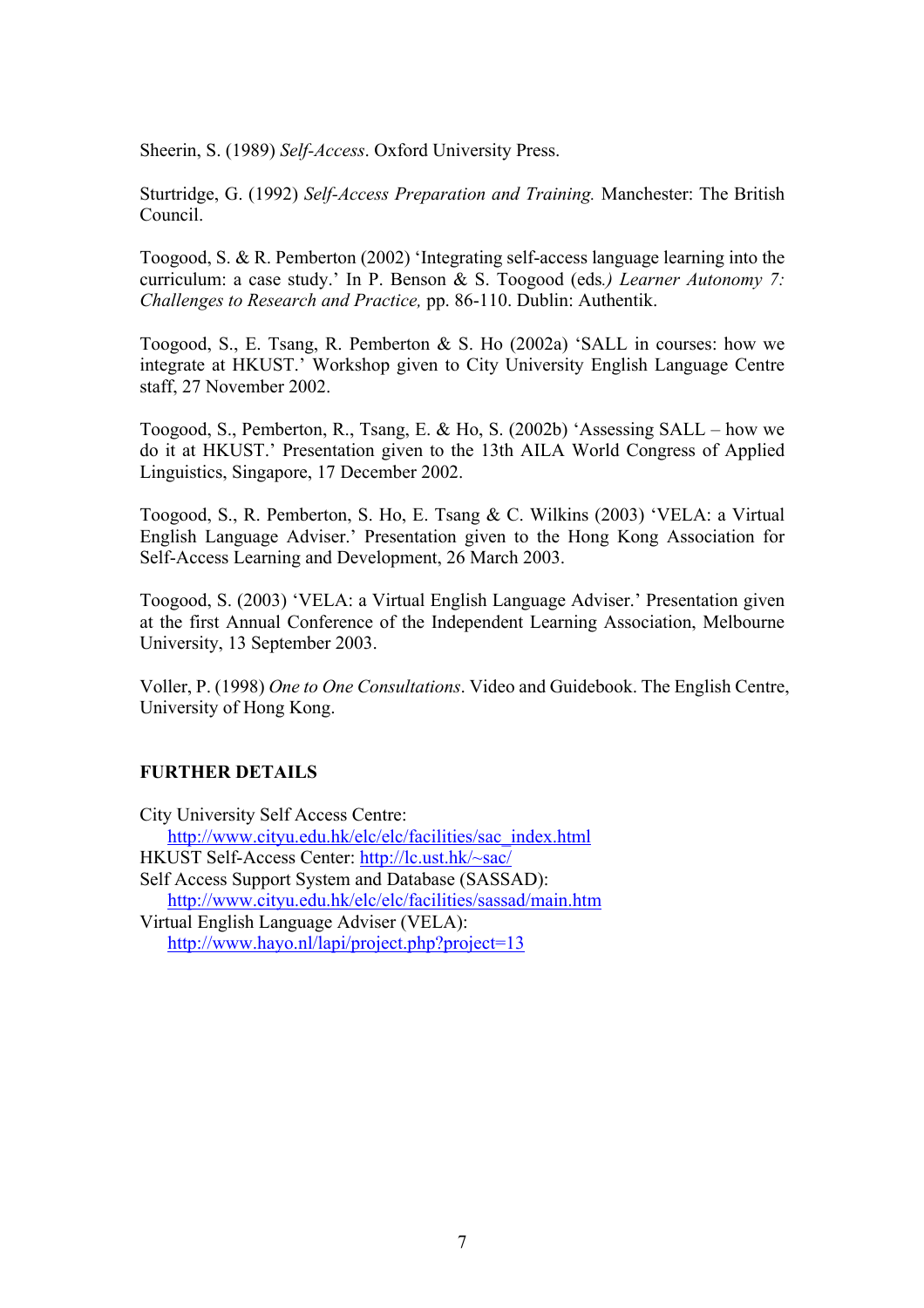Sheerin, S. (1989) *Self-Access*. Oxford University Press.

Sturtridge, G. (1992) *Self-Access Preparation and Training.* Manchester: The British Council.

Toogood, S. & R. Pemberton (2002) 'Integrating self-access language learning into the curriculum: a case study.' In P. Benson & S. Toogood (eds*.) Learner Autonomy 7: Challenges to Research and Practice,* pp. 86-110. Dublin: Authentik.

Toogood, S., E. Tsang, R. Pemberton & S. Ho (2002a) 'SALL in courses: how we integrate at HKUST.' Workshop given to City University English Language Centre staff, 27 November 2002.

Toogood, S., Pemberton, R., Tsang, E. & Ho, S. (2002b) 'Assessing SALL – how we do it at HKUST.' Presentation given to the 13th AILA World Congress of Applied Linguistics, Singapore, 17 December 2002.

Toogood, S., R. Pemberton, S. Ho, E. Tsang & C. Wilkins (2003) 'VELA: a Virtual English Language Adviser.' Presentation given to the Hong Kong Association for Self-Access Learning and Development, 26 March 2003.

Toogood, S. (2003) 'VELA: a Virtual English Language Adviser.' Presentation given at the first Annual Conference of the Independent Learning Association, Melbourne University, 13 September 2003.

Voller, P. (1998) *One to One Consultations*. Video and Guidebook. The English Centre, University of Hong Kong.

## FURTHER DETAILS

City University Self Access Centre:
http://www.cityu.edu.hk/elc/elc/facilities/sac_index.html
HKUST Self-Access Center: http://lc.ust.hk/~sac/
Self Access Support System and Database (SASSAD):
http://www.cityu.edu.hk/elc/elc/facilities/sassad/main.htm
Virtual English Language Adviser (VELA):
http://www.hayo.nl/lapi/project.php?project=13